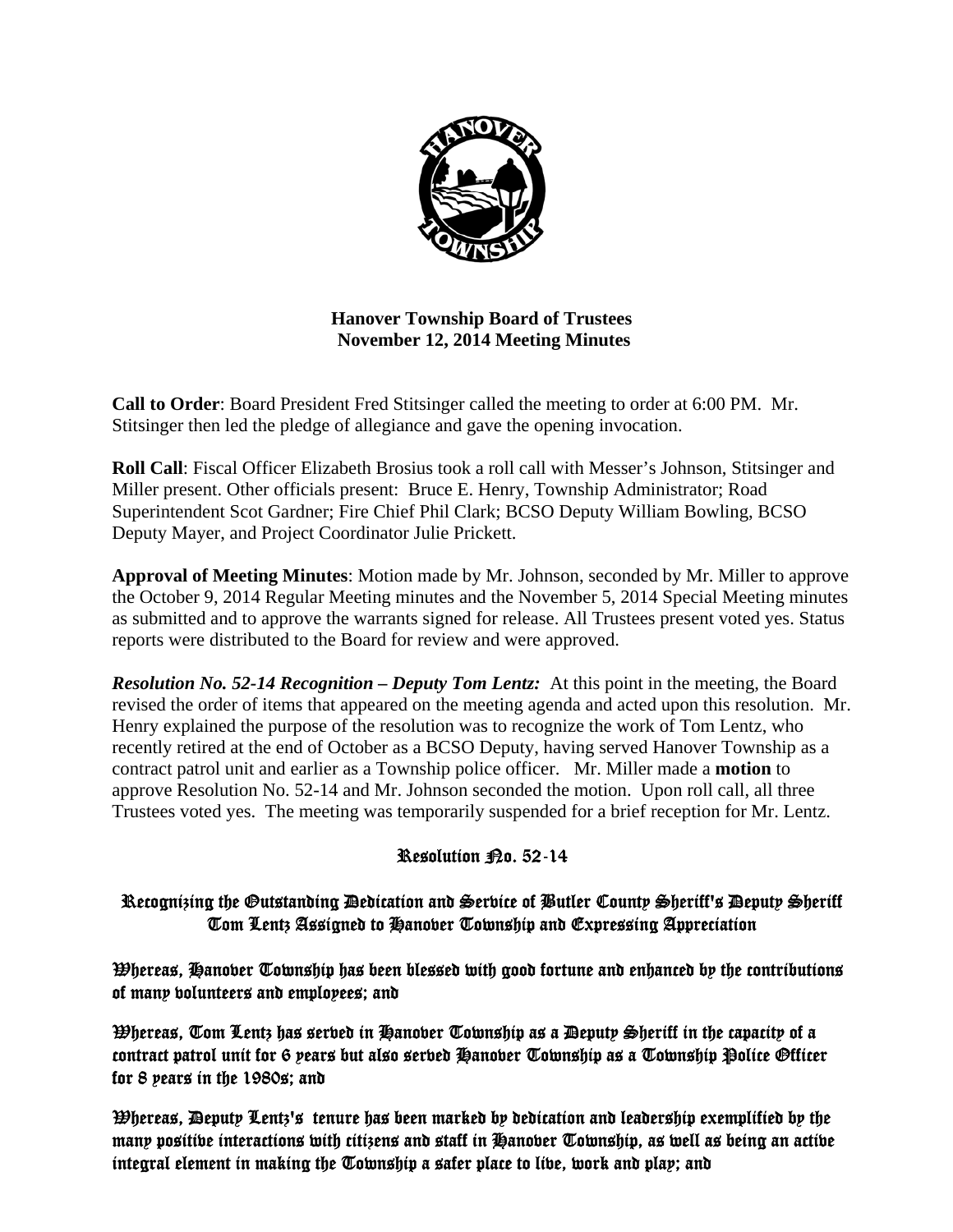# Hanover Township Board of Trustees
## November 12, 2014 Meeting Minutes

**Call to Order**: Board President Fred Stitsinger called the meeting to order at 6:00 PM. Mr. Stitsinger then led the pledge of allegiance and gave the opening invocation.

**Roll Call**: Fiscal Officer Elizabeth Brosius took a roll call with Messer's Johnson, Stitsinger and Miller present. Other officials present: Bruce E. Henry, Township Administrator; Road Superintendent Scot Gardner; Fire Chief Phil Clark; BCSO Deputy William Bowling, BCSO Deputy Mayer, and Project Coordinator Julie Prickett.

**Approval of Meeting Minutes**: Motion made by Mr. Johnson, seconded by Mr. Miller to approve the October 9, 2014 Regular Meeting minutes and the November 5, 2014 Special Meeting minutes as submitted and to approve the warrants signed for release. All Trustees present voted yes. Status reports were distributed to the Board for review and were approved.

***Resolution No. 52-14 Recognition – Deputy Tom Lentz:*** At this point in the meeting, the Board revised the order of items that appeared on the meeting agenda and acted upon this resolution. Mr. Henry explained the purpose of the resolution was to recognize the work of Tom Lentz, who recently retired at the end of October as a BCSO Deputy, having served Hanover Township as a contract patrol unit and earlier as a Township police officer. Mr. Miller made a **motion** to approve Resolution No. 52-14 and Mr. Johnson seconded the motion. Upon roll call, all three Trustees voted yes. The meeting was temporarily suspended for a brief reception for Mr. Lentz.

### Resolution No. 52-14

### Recognizing the Outstanding Dedication and Service of Butler County Sheriff's Deputy Sheriff Tom Lentz Assigned to Hanover Township and Expressing Appreciation

Whereas, Hanover Township has been blessed with good fortune and enhanced by the contributions of many volunteers and employees; and

Whereas, Tom Lentz has served in Hanover Township as a Deputy Sheriff in the capacity of a contract patrol unit for 6 years but also served Hanover Township as a Township Police Officer for 8 years in the 1980s; and

Whereas, Deputy Lentz's tenure has been marked by dedication and leadership exemplified by the many positive interactions with citizens and staff in Hanover Township, as well as being an active integral element in making the Township a safer place to live, work and play; and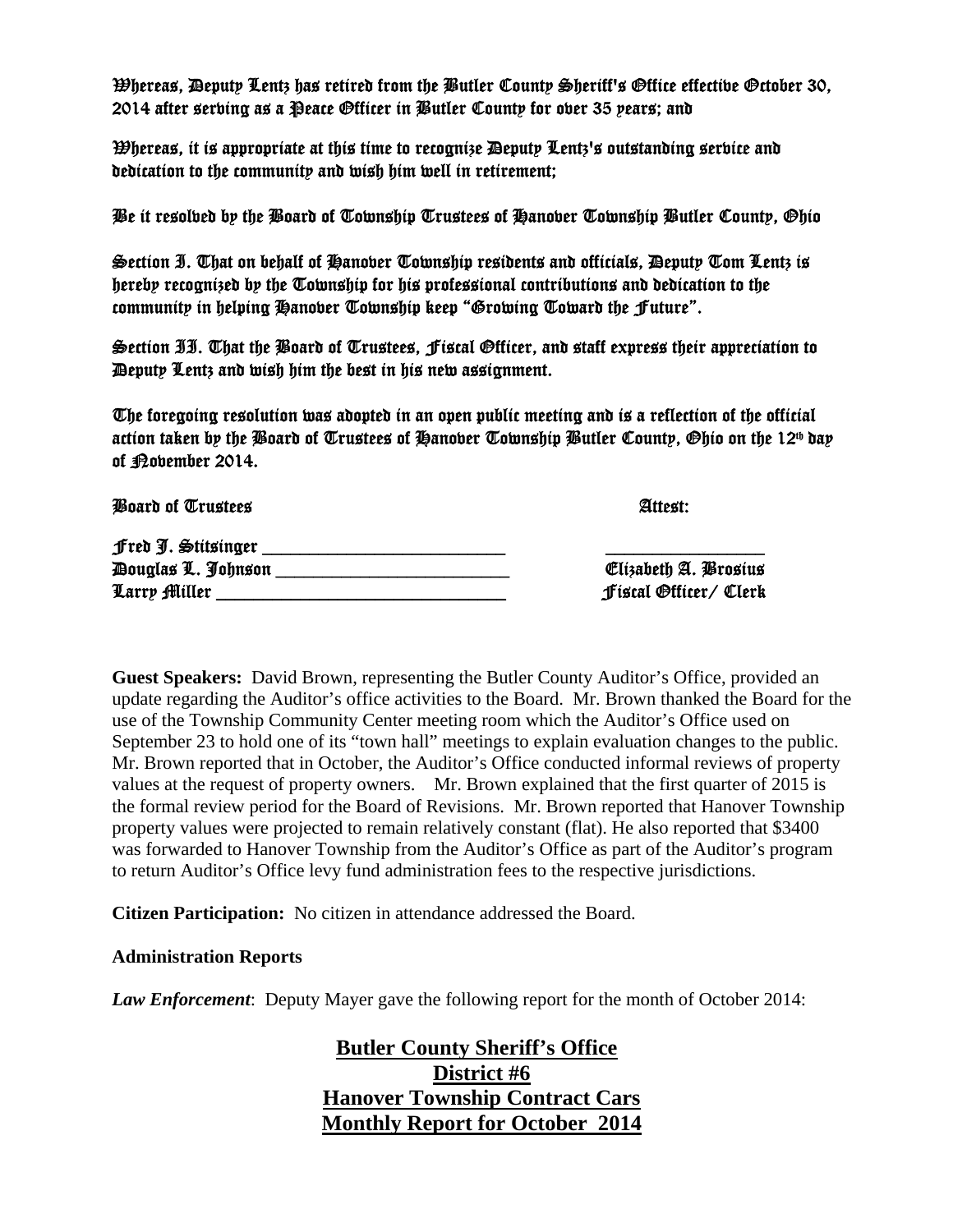Whereas, Deputy Lentz has retired from the Butler County Sheriff's Office effective October 30, 2014 after serving as a Peace Officer in Butler County for over 35 years; and

Whereas, it is appropriate at this time to recognize Deputy Lentz's outstanding service and dedication to the community and wish him well in retirement;

Be it resolved by the Board of Township Trustees of Hanover Township Butler County, Ohio

Section I. That on behalf of Hanover Township residents and officials, Deputy Tom Lentz is hereby recognized by the Township for his professional contributions and dedication to the community in helping Hanover Township keep "Growing Toward the Future".

Section II. That the Board of Trustees, Fiscal Officer, and staff express their appreciation to Deputy Lentz and wish him the best in his new assignment.

The foregoing resolution was adopted in an open public meeting and is a reflection of the official action taken by the Board of Trustees of Hanover Township Butler County, Ohio on the 12th day of November 2014.

Board of Trustees                                                                Attest:

Fred J. Stitsinger ___________________________                ________________
Douglas L. Johnson __________________________                Elizabeth A. Brosius
Larry Miller ________________________________                Fiscal Officer/ Clerk

**Guest Speakers:** David Brown, representing the Butler County Auditor's Office, provided an update regarding the Auditor's office activities to the Board. Mr. Brown thanked the Board for the use of the Township Community Center meeting room which the Auditor's Office used on September 23 to hold one of its "town hall" meetings to explain evaluation changes to the public. Mr. Brown reported that in October, the Auditor's Office conducted informal reviews of property values at the request of property owners. Mr. Brown explained that the first quarter of 2015 is the formal review period for the Board of Revisions. Mr. Brown reported that Hanover Township property values were projected to remain relatively constant (flat). He also reported that $3400 was forwarded to Hanover Township from the Auditor's Office as part of the Auditor's program to return Auditor's Office levy fund administration fees to the respective jurisdictions.

**Citizen Participation:** No citizen in attendance addressed the Board.

**Administration Reports**

***Law Enforcement***: Deputy Mayer gave the following report for the month of October 2014:

**Butler County Sheriff's Office**
**District #6**
**Hanover Township Contract Cars**
**Monthly Report for October 2014**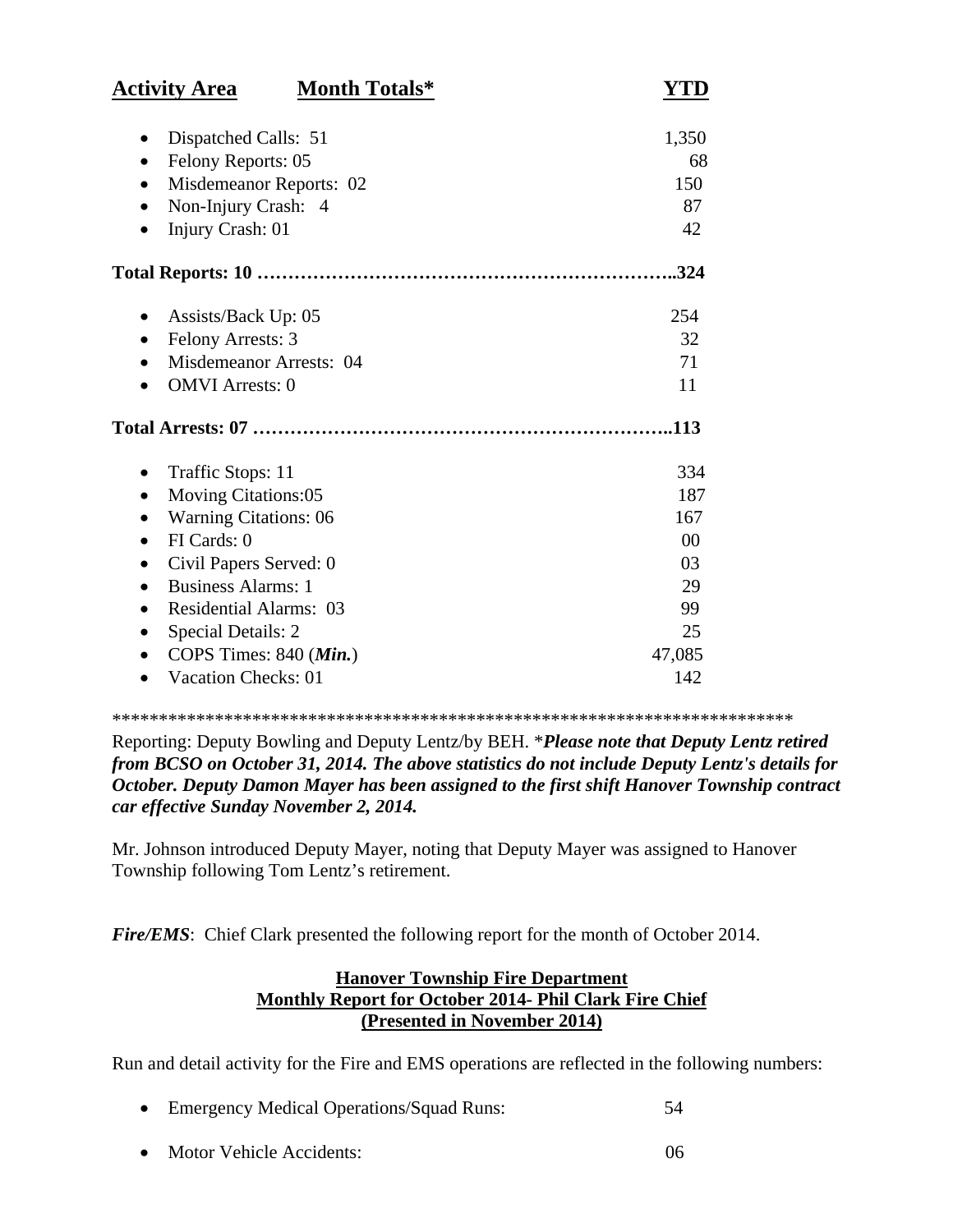| Activity Area | Month Totals* | YTD |
|---|---|---|
| • Dispatched Calls: 51 | | 1,350 |
| • Felony Reports: 05 | | 68 |
| • Misdemeanor Reports: 02 | | 150 |
| • Non-Injury Crash: 4 | | 87 |
| • Injury Crash: 01 | | 42 |
| **Total Reports: 10** | | **324** |
| • Assists/Back Up: 05 | | 254 |
| • Felony Arrests: 3 | | 32 |
| • Misdemeanor Arrests: 04 | | 71 |
| • OMVI Arrests: 0 | | 11 |
| **Total Arrests: 07** | | **113** |
| • Traffic Stops: 11 | | 334 |
| • Moving Citations:05 | | 187 |
| • Warning Citations: 06 | | 167 |
| • FI Cards: 0 | | 00 |
| • Civil Papers Served: 0 | | 03 |
| • Business Alarms: 1 | | 29 |
| • Residential Alarms: 03 | | 99 |
| • Special Details: 2 | | 25 |
| • COPS Times: 840 (***Min.***) | | 47,085 |
| • Vacation Checks: 01 | | 142 |

***************************************************************************

Reporting: Deputy Bowling and Deputy Lentz/by BEH. **\****Please note that Deputy Lentz retired from BCSO on October 31, 2014. The above statistics do not include Deputy Lentz's details for October. Deputy Damon Mayer has been assigned to the first shift Hanover Township contract car effective Sunday November 2, 2014.***

Mr. Johnson introduced Deputy Mayer, noting that Deputy Mayer was assigned to Hanover Township following Tom Lentz's retirement.

***Fire/EMS***: Chief Clark presented the following report for the month of October 2014.

**Hanover Township Fire Department**
**Monthly Report for October 2014- Phil Clark Fire Chief**
**(Presented in November 2014)**

Run and detail activity for the Fire and EMS operations are reflected in the following numbers:

- Emergency Medical Operations/Squad Runs: 54
- Motor Vehicle Accidents: 06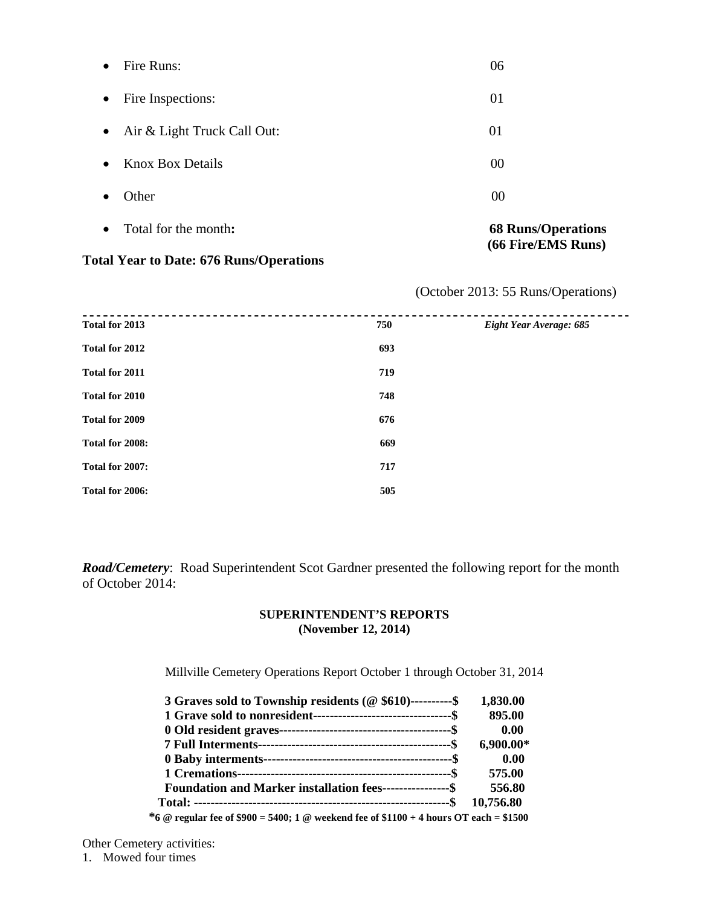- Fire Runs: 06
- Fire Inspections: 01
- Air & Light Truck Call Out: 01
- Knox Box Details 00
- Other 00
- Total for the month**:** **68 Runs/Operations (66 Fire/EMS Runs)**

**Total Year to Date: 676 Runs/Operations**

(October 2013: 55 Runs/Operations)

| | | |
|---|---|---|
| **Total for 2013** | **750** | ***Eight Year Average: 685*** |
| **Total for 2012** | **693** | |
| **Total for 2011** | **719** | |
| **Total for 2010** | **748** | |
| **Total for 2009** | **676** | |
| **Total for 2008:** | **669** | |
| **Total for 2007:** | **717** | |
| **Total for 2006:** | **505** | |

***Road/Cemetery***: Road Superintendent Scot Gardner presented the following report for the month of October 2014:

**SUPERINTENDENT'S REPORTS**
**(November 12, 2014)**

Millville Cemetery Operations Report October 1 through October 31, 2014

| | |
|---|---|
| **3 Graves sold to Township residents (@ $610)----------$** | **1,830.00** |
| **1 Grave sold to nonresident---------------------------------$** | **895.00** |
| **0 Old resident graves-----------------------------------------$** | **0.00** |
| **7 Full Interments----------------------------------------------$** | **6,900.00*** |
| **0 Baby interments---------------------------------------------$** | **0.00** |
| **1 Cremations---------------------------------------------------$** | **575.00** |
| **Foundation and Marker installation fees----------------$** | **556.80** |
| **Total: -------------------------------------------------------------$** | **10,756.80** |

***6 @ regular fee of $900 = 5400; 1 @ weekend fee of $1100 + 4 hours OT each = $1500**

Other Cemetery activities:

1. Mowed four times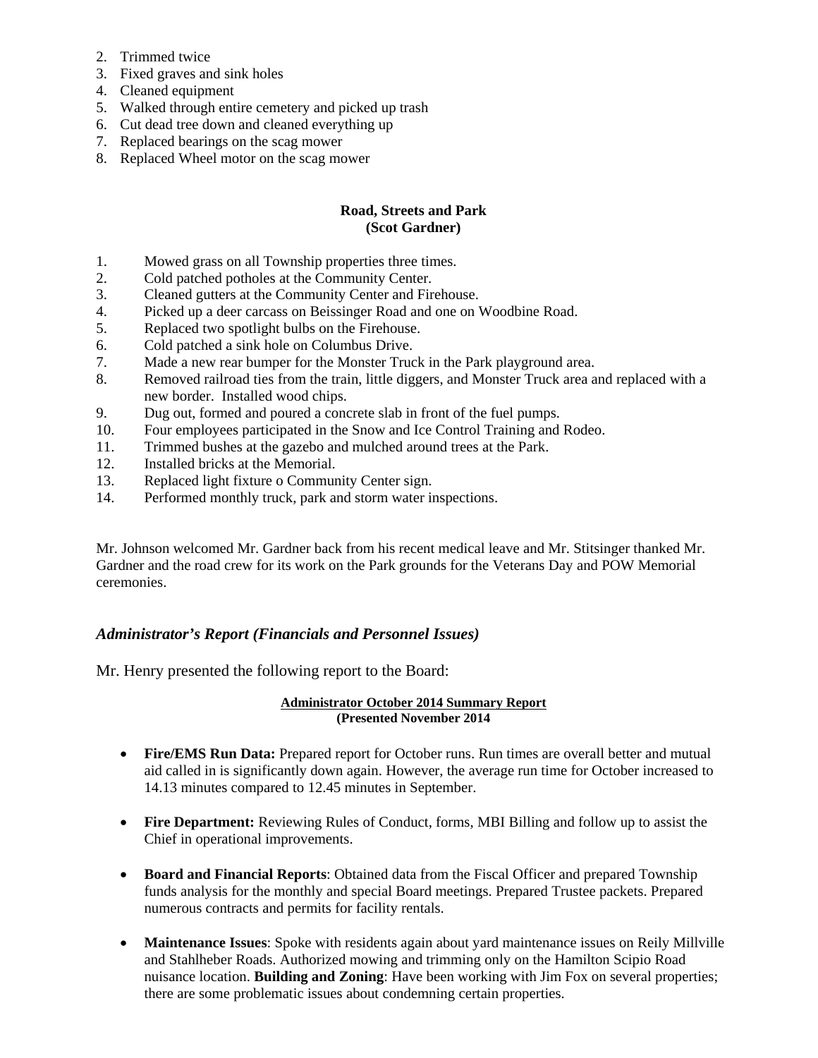2. Trimmed twice
3. Fixed graves and sink holes
4. Cleaned equipment
5. Walked through entire cemetery and picked up trash
6. Cut dead tree down and cleaned everything up
7. Replaced bearings on the scag mower
8. Replaced Wheel motor on the scag mower

**Road, Streets and Park**
**(Scot Gardner)**

1. Mowed grass on all Township properties three times.
2. Cold patched potholes at the Community Center.
3. Cleaned gutters at the Community Center and Firehouse.
4. Picked up a deer carcass on Beissinger Road and one on Woodbine Road.
5. Replaced two spotlight bulbs on the Firehouse.
6. Cold patched a sink hole on Columbus Drive.
7. Made a new rear bumper for the Monster Truck in the Park playground area.
8. Removed railroad ties from the train, little diggers, and Monster Truck area and replaced with a new border. Installed wood chips.
9. Dug out, formed and poured a concrete slab in front of the fuel pumps.
10. Four employees participated in the Snow and Ice Control Training and Rodeo.
11. Trimmed bushes at the gazebo and mulched around trees at the Park.
12. Installed bricks at the Memorial.
13. Replaced light fixture o Community Center sign.
14. Performed monthly truck, park and storm water inspections.

Mr. Johnson welcomed Mr. Gardner back from his recent medical leave and Mr. Stitsinger thanked Mr. Gardner and the road crew for its work on the Park grounds for the Veterans Day and POW Memorial ceremonies.

### *Administrator's Report (Financials and Personnel Issues)*

Mr. Henry presented the following report to the Board:

**Administrator October 2014 Summary Report**
**(Presented November 2014**

- **Fire/EMS Run Data:** Prepared report for October runs. Run times are overall better and mutual aid called in is significantly down again. However, the average run time for October increased to 14.13 minutes compared to 12.45 minutes in September.

- **Fire Department:** Reviewing Rules of Conduct, forms, MBI Billing and follow up to assist the Chief in operational improvements.

- **Board and Financial Reports**: Obtained data from the Fiscal Officer and prepared Township funds analysis for the monthly and special Board meetings. Prepared Trustee packets. Prepared numerous contracts and permits for facility rentals.

- **Maintenance Issues**: Spoke with residents again about yard maintenance issues on Reily Millville and Stahlheber Roads. Authorized mowing and trimming only on the Hamilton Scipio Road nuisance location. **Building and Zoning**: Have been working with Jim Fox on several properties; there are some problematic issues about condemning certain properties.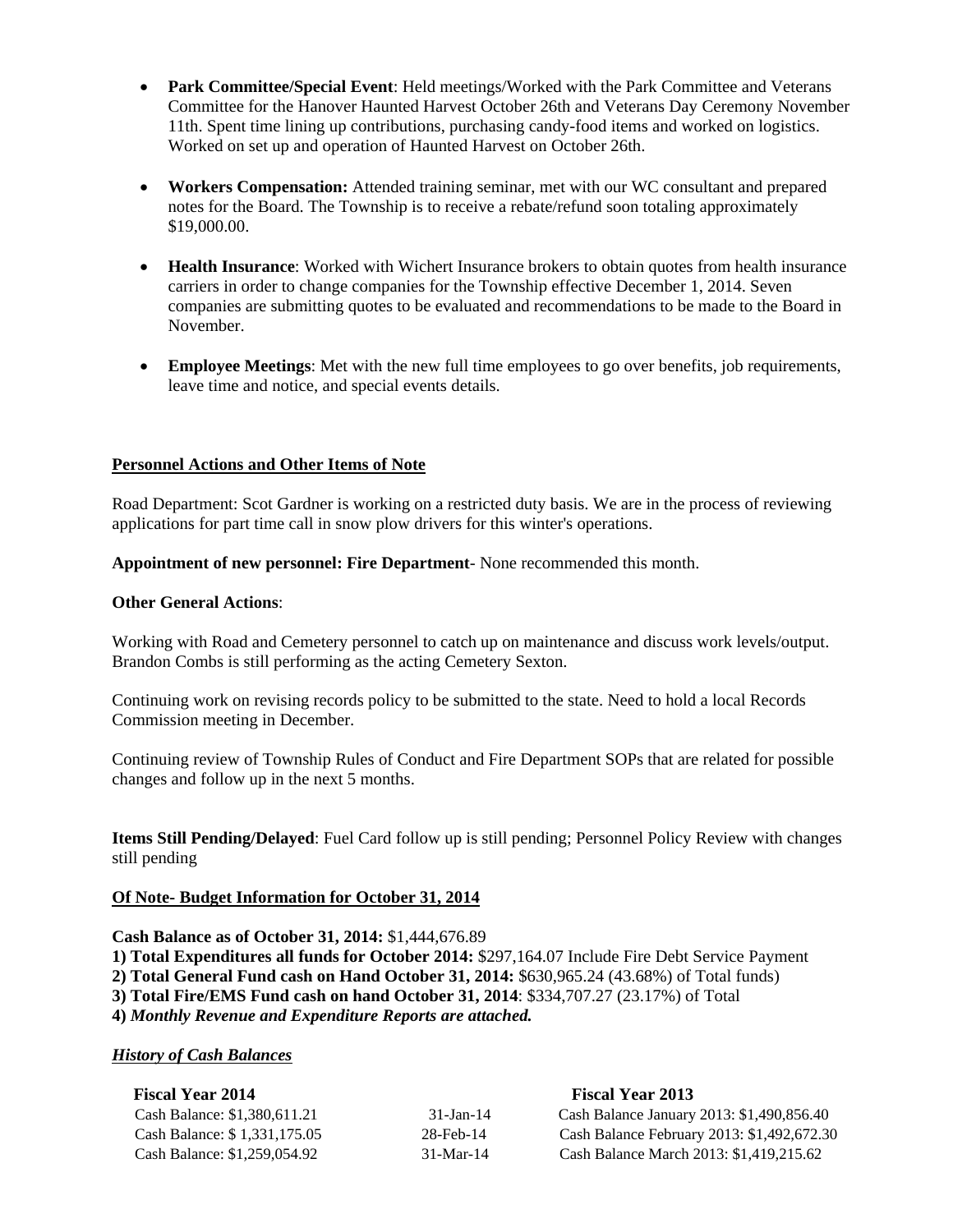- **Park Committee/Special Event**: Held meetings/Worked with the Park Committee and Veterans Committee for the Hanover Haunted Harvest October 26th and Veterans Day Ceremony November 11th. Spent time lining up contributions, purchasing candy-food items and worked on logistics. Worked on set up and operation of Haunted Harvest on October 26th.

- **Workers Compensation:** Attended training seminar, met with our WC consultant and prepared notes for the Board. The Township is to receive a rebate/refund soon totaling approximately $19,000.00.

- **Health Insurance**: Worked with Wichert Insurance brokers to obtain quotes from health insurance carriers in order to change companies for the Township effective December 1, 2014. Seven companies are submitting quotes to be evaluated and recommendations to be made to the Board in November.

- **Employee Meetings**: Met with the new full time employees to go over benefits, job requirements, leave time and notice, and special events details.

**Personnel Actions and Other Items of Note**

Road Department: Scot Gardner is working on a restricted duty basis. We are in the process of reviewing applications for part time call in snow plow drivers for this winter's operations.

**Appointment of new personnel: Fire Department**- None recommended this month.

**Other General Actions**:

Working with Road and Cemetery personnel to catch up on maintenance and discuss work levels/output. Brandon Combs is still performing as the acting Cemetery Sexton.

Continuing work on revising records policy to be submitted to the state. Need to hold a local Records Commission meeting in December.

Continuing review of Township Rules of Conduct and Fire Department SOPs that are related for possible changes and follow up in the next 5 months.

**Items Still Pending/Delayed**: Fuel Card follow up is still pending; Personnel Policy Review with changes still pending

**Of Note- Budget Information for October 31, 2014**

**Cash Balance as of October 31, 2014:** $1,444,676.89
**1) Total Expenditures all funds for October 2014:** $297,164.07 Include Fire Debt Service Payment
**2) Total General Fund cash on Hand October 31, 2014:** $630,965.24 (43.68%) of Total funds)
**3) Total Fire/EMS Fund cash on hand October 31, 2014**: $334,707.27 (23.17%) of Total
**4)** ***Monthly Revenue and Expenditure Reports are attached.***

***History of Cash Balances***

| **Fiscal Year 2014** | | **Fiscal Year 2013** |
|---|---|---|
| Cash Balance: $1,380,611.21 | 31-Jan-14 | Cash Balance January 2013: $1,490,856.40 |
| Cash Balance: $ 1,331,175.05 | 28-Feb-14 | Cash Balance February 2013: $1,492,672.30 |
| Cash Balance: $1,259,054.92 | 31-Mar-14 | Cash Balance March 2013: $1,419,215.62 |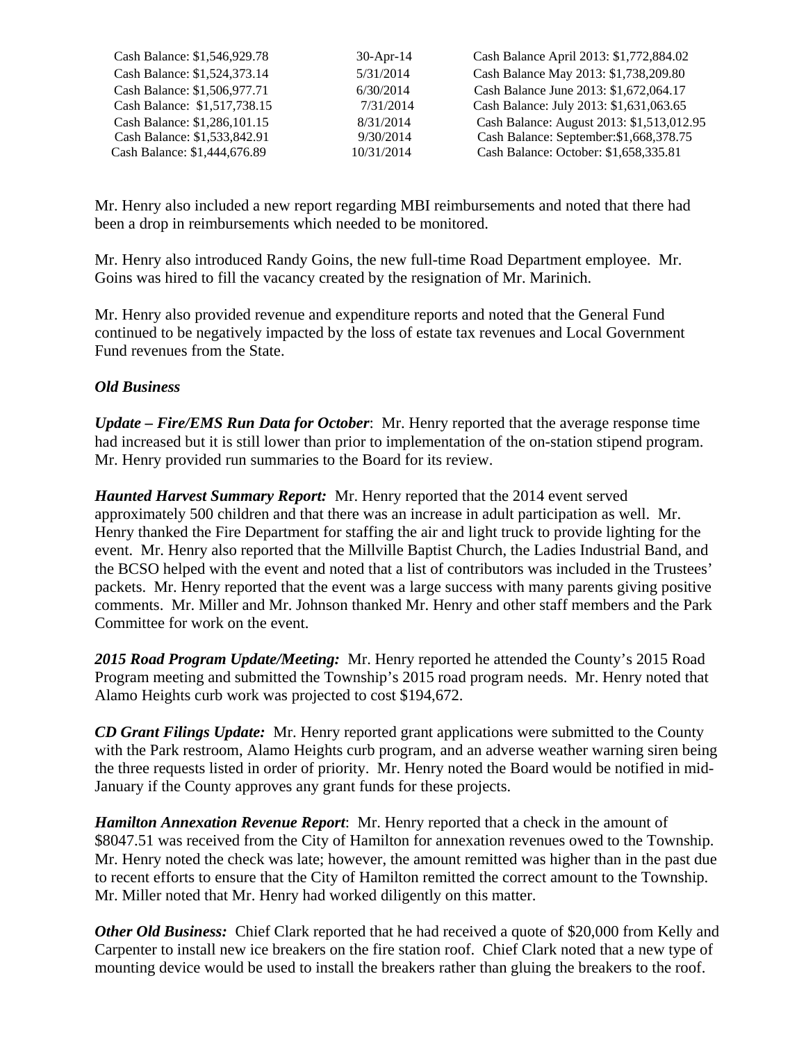| | | |
|---|---|---|
| Cash Balance: $1,546,929.78 | 30-Apr-14 | Cash Balance April 2013: $1,772,884.02 |
| Cash Balance: $1,524,373.14 | 5/31/2014 | Cash Balance May 2013: $1,738,209.80 |
| Cash Balance: $1,506,977.71 | 6/30/2014 | Cash Balance June 2013: $1,672,064.17 |
| Cash Balance: $1,517,738.15 | 7/31/2014 | Cash Balance: July 2013: $1,631,063.65 |
| Cash Balance: $1,286,101.15 | 8/31/2014 | Cash Balance: August 2013: $1,513,012.95 |
| Cash Balance: $1,533,842.91 | 9/30/2014 | Cash Balance: September:$1,668,378.75 |
| Cash Balance: $1,444,676.89 | 10/31/2014 | Cash Balance: October: $1,658,335.81 |

Mr. Henry also included a new report regarding MBI reimbursements and noted that there had been a drop in reimbursements which needed to be monitored.

Mr. Henry also introduced Randy Goins, the new full-time Road Department employee. Mr. Goins was hired to fill the vacancy created by the resignation of Mr. Marinich.

Mr. Henry also provided revenue and expenditure reports and noted that the General Fund continued to be negatively impacted by the loss of estate tax revenues and Local Government Fund revenues from the State.

***Old Business***

***Update – Fire/EMS Run Data for October***: Mr. Henry reported that the average response time had increased but it is still lower than prior to implementation of the on-station stipend program. Mr. Henry provided run summaries to the Board for its review.

***Haunted Harvest Summary Report:*** Mr. Henry reported that the 2014 event served approximately 500 children and that there was an increase in adult participation as well. Mr. Henry thanked the Fire Department for staffing the air and light truck to provide lighting for the event. Mr. Henry also reported that the Millville Baptist Church, the Ladies Industrial Band, and the BCSO helped with the event and noted that a list of contributors was included in the Trustees' packets. Mr. Henry reported that the event was a large success with many parents giving positive comments. Mr. Miller and Mr. Johnson thanked Mr. Henry and other staff members and the Park Committee for work on the event.

***2015 Road Program Update/Meeting:*** Mr. Henry reported he attended the County's 2015 Road Program meeting and submitted the Township's 2015 road program needs. Mr. Henry noted that Alamo Heights curb work was projected to cost $194,672.

***CD Grant Filings Update:*** Mr. Henry reported grant applications were submitted to the County with the Park restroom, Alamo Heights curb program, and an adverse weather warning siren being the three requests listed in order of priority. Mr. Henry noted the Board would be notified in mid-January if the County approves any grant funds for these projects.

***Hamilton Annexation Revenue Report***: Mr. Henry reported that a check in the amount of $8047.51 was received from the City of Hamilton for annexation revenues owed to the Township. Mr. Henry noted the check was late; however, the amount remitted was higher than in the past due to recent efforts to ensure that the City of Hamilton remitted the correct amount to the Township. Mr. Miller noted that Mr. Henry had worked diligently on this matter.

***Other Old Business:*** Chief Clark reported that he had received a quote of $20,000 from Kelly and Carpenter to install new ice breakers on the fire station roof. Chief Clark noted that a new type of mounting device would be used to install the breakers rather than gluing the breakers to the roof.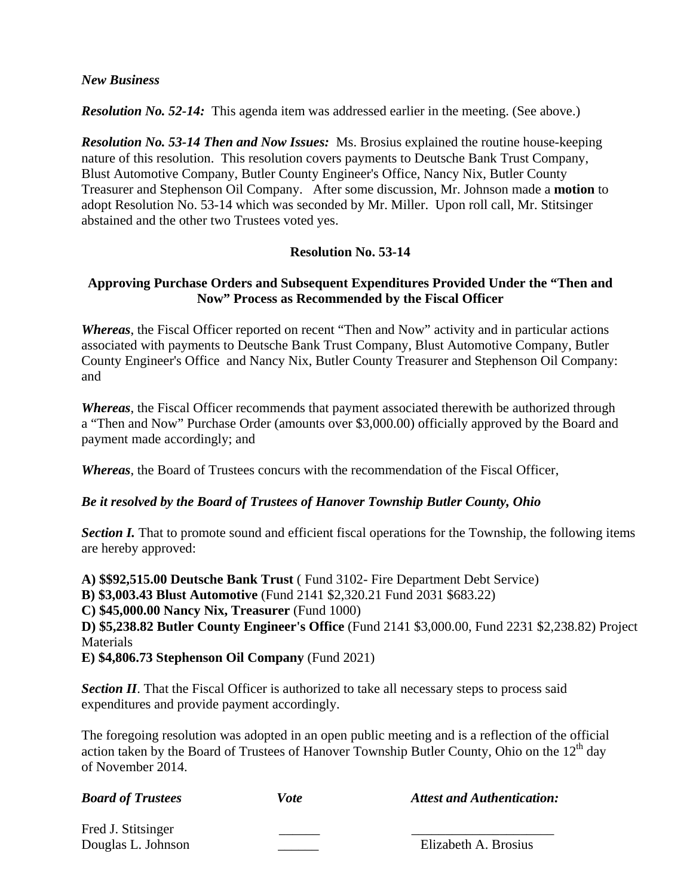*New Business*

***Resolution No. 52-14:*** This agenda item was addressed earlier in the meeting. (See above.)

***Resolution No. 53-14 Then and Now Issues:*** Ms. Brosius explained the routine house-keeping nature of this resolution. This resolution covers payments to Deutsche Bank Trust Company, Blust Automotive Company, Butler County Engineer's Office, Nancy Nix, Butler County Treasurer and Stephenson Oil Company. After some discussion, Mr. Johnson made a **motion** to adopt Resolution No. 53-14 which was seconded by Mr. Miller. Upon roll call, Mr. Stitsinger abstained and the other two Trustees voted yes.

**Resolution No. 53-14**

**Approving Purchase Orders and Subsequent Expenditures Provided Under the "Then and Now" Process as Recommended by the Fiscal Officer**

***Whereas***, the Fiscal Officer reported on recent "Then and Now" activity and in particular actions associated with payments to Deutsche Bank Trust Company, Blust Automotive Company, Butler County Engineer's Office and Nancy Nix, Butler County Treasurer and Stephenson Oil Company: and

***Whereas***, the Fiscal Officer recommends that payment associated therewith be authorized through a "Then and Now" Purchase Order (amounts over $3,000.00) officially approved by the Board and payment made accordingly; and

***Whereas***, the Board of Trustees concurs with the recommendation of the Fiscal Officer,

***Be it resolved by the Board of Trustees of Hanover Township Butler County, Ohio***

***Section I.*** That to promote sound and efficient fiscal operations for the Township, the following items are hereby approved:

**A) $$92,515.00 Deutsche Bank Trust** ( Fund 3102- Fire Department Debt Service)
**B) $3,003.43 Blust Automotive** (Fund 2141 $2,320.21 Fund 2031 $683.22)
**C) $45,000.00 Nancy Nix, Treasurer** (Fund 1000)
**D) $5,238.82 Butler County Engineer's Office** (Fund 2141 $3,000.00, Fund 2231 $2,238.82) Project Materials
**E) $4,806.73 Stephenson Oil Company** (Fund 2021)

***Section II***. That the Fiscal Officer is authorized to take all necessary steps to process said expenditures and provide payment accordingly.

The foregoing resolution was adopted in an open public meeting and is a reflection of the official action taken by the Board of Trustees of Hanover Township Butler County, Ohio on the 12th day of November 2014.

| ***Board of Trustees*** | ***Vote*** | ***Attest and Authentication:*** |
|---|---|---|
| Fred J. Stitsinger | ______ | ____________________ |
| Douglas L. Johnson | ______ | Elizabeth A. Brosius |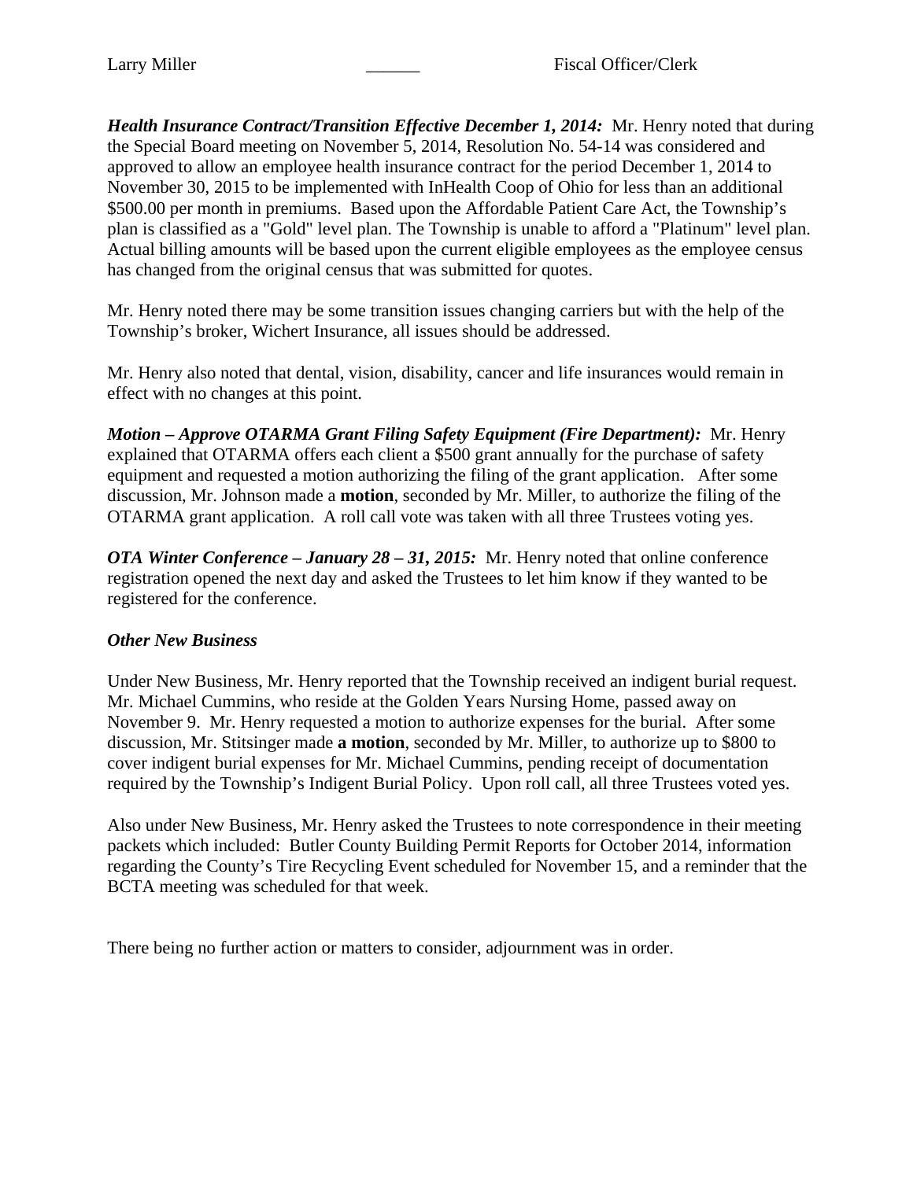***Health Insurance Contract/Transition Effective December 1, 2014:*** Mr. Henry noted that during the Special Board meeting on November 5, 2014, Resolution No. 54-14 was considered and approved to allow an employee health insurance contract for the period December 1, 2014 to November 30, 2015 to be implemented with InHealth Coop of Ohio for less than an additional $500.00 per month in premiums. Based upon the Affordable Patient Care Act, the Township's plan is classified as a "Gold" level plan. The Township is unable to afford a "Platinum" level plan. Actual billing amounts will be based upon the current eligible employees as the employee census has changed from the original census that was submitted for quotes.

Mr. Henry noted there may be some transition issues changing carriers but with the help of the Township's broker, Wichert Insurance, all issues should be addressed.

Mr. Henry also noted that dental, vision, disability, cancer and life insurances would remain in effect with no changes at this point.

***Motion – Approve OTARMA Grant Filing Safety Equipment (Fire Department):*** Mr. Henry explained that OTARMA offers each client a $500 grant annually for the purchase of safety equipment and requested a motion authorizing the filing of the grant application. After some discussion, Mr. Johnson made a **motion**, seconded by Mr. Miller, to authorize the filing of the OTARMA grant application. A roll call vote was taken with all three Trustees voting yes.

***OTA Winter Conference – January 28 – 31, 2015:*** Mr. Henry noted that online conference registration opened the next day and asked the Trustees to let him know if they wanted to be registered for the conference.

***Other New Business***

Under New Business, Mr. Henry reported that the Township received an indigent burial request. Mr. Michael Cummins, who reside at the Golden Years Nursing Home, passed away on November 9. Mr. Henry requested a motion to authorize expenses for the burial. After some discussion, Mr. Stitsinger made **a motion**, seconded by Mr. Miller, to authorize up to $800 to cover indigent burial expenses for Mr. Michael Cummins, pending receipt of documentation required by the Township's Indigent Burial Policy. Upon roll call, all three Trustees voted yes.

Also under New Business, Mr. Henry asked the Trustees to note correspondence in their meeting packets which included: Butler County Building Permit Reports for October 2014, information regarding the County's Tire Recycling Event scheduled for November 15, and a reminder that the BCTA meeting was scheduled for that week.

There being no further action or matters to consider, adjournment was in order.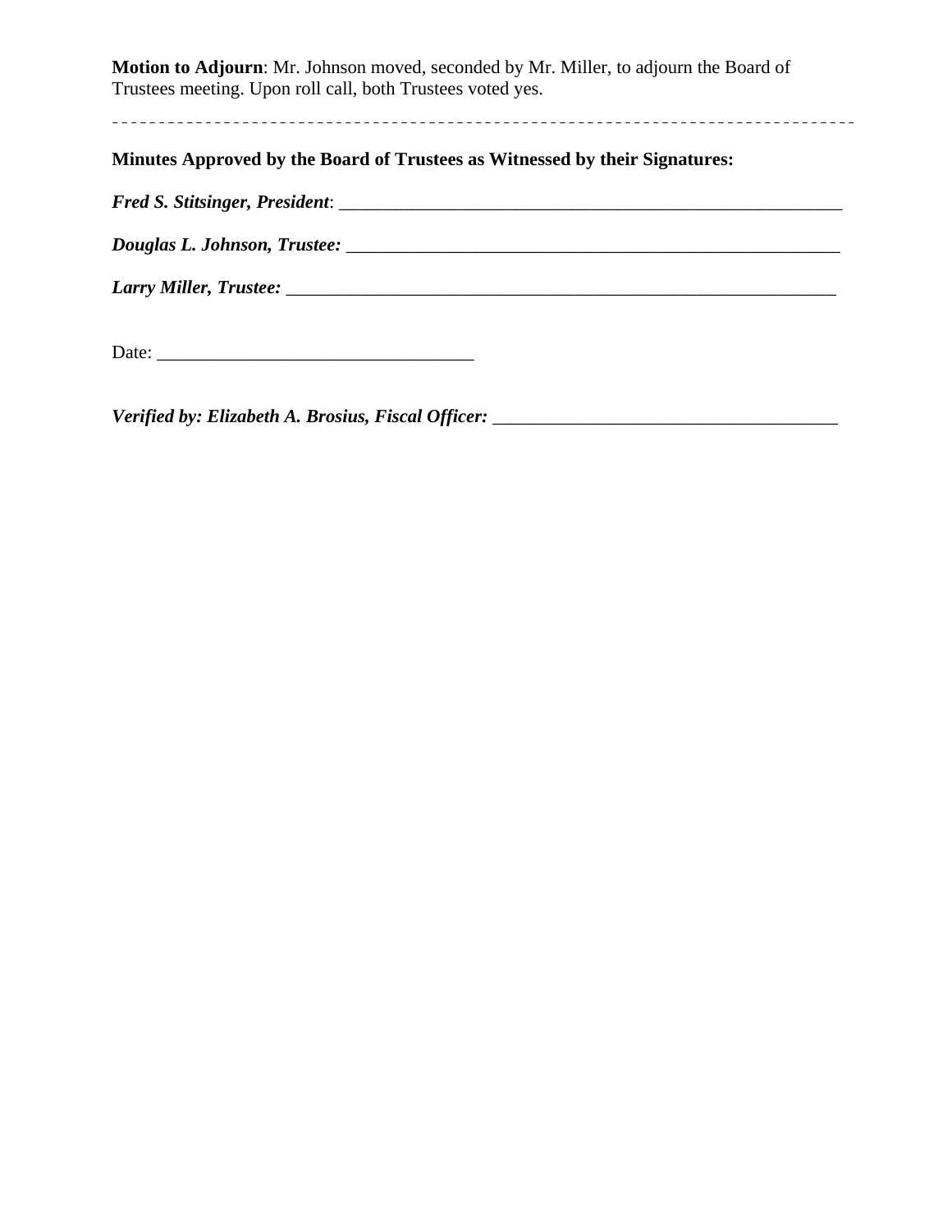**Motion to Adjourn**: Mr. Johnson moved, seconded by Mr. Miller, to adjourn the Board of Trustees meeting. Upon roll call, both Trustees voted yes.

---

**Minutes Approved by the Board of Trustees as Witnessed by their Signatures:**

***Fred S. Stitsinger, President***: ___________________________________________________________

***Douglas L. Johnson, Trustee:*** ___________________________________________________________

***Larry Miller, Trustee:*** ________________________________________________________________

Date: __________________________________

***Verified by: Elizabeth A. Brosius, Fiscal Officer:*** _____________________________________